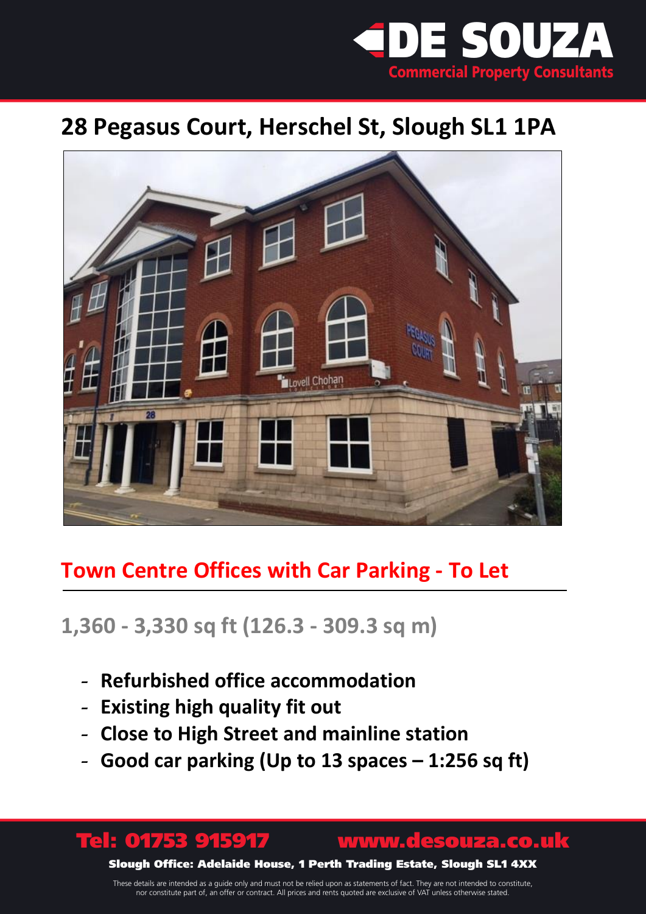DE SOUZA
Commercial Property Consultants

# 28 Pegasus Court, Herschel St, Slough SL1 1PA

## Town Centre Offices with Car Parking - To Let

### 1,360 - 3,330 sq ft (126.3 - 309.3 sq m)

- **Refurbished office accommodation**
- **Existing high quality fit out**
- **Close to High Street and mainline station**
- **Good car parking (Up to 13 spaces – 1:256 sq ft)**

**Tel: 01753 915917** **www.desouza.co.uk**

**Slough Office: Adelaide House, 1 Perth Trading Estate, Slough SL1 4XX**

These details are intended as a guide only and must not be relied upon as statements of fact. They are not intended to constitute, nor constitute part of, an offer or contract. All prices and rents quoted are exclusive of VAT unless otherwise stated.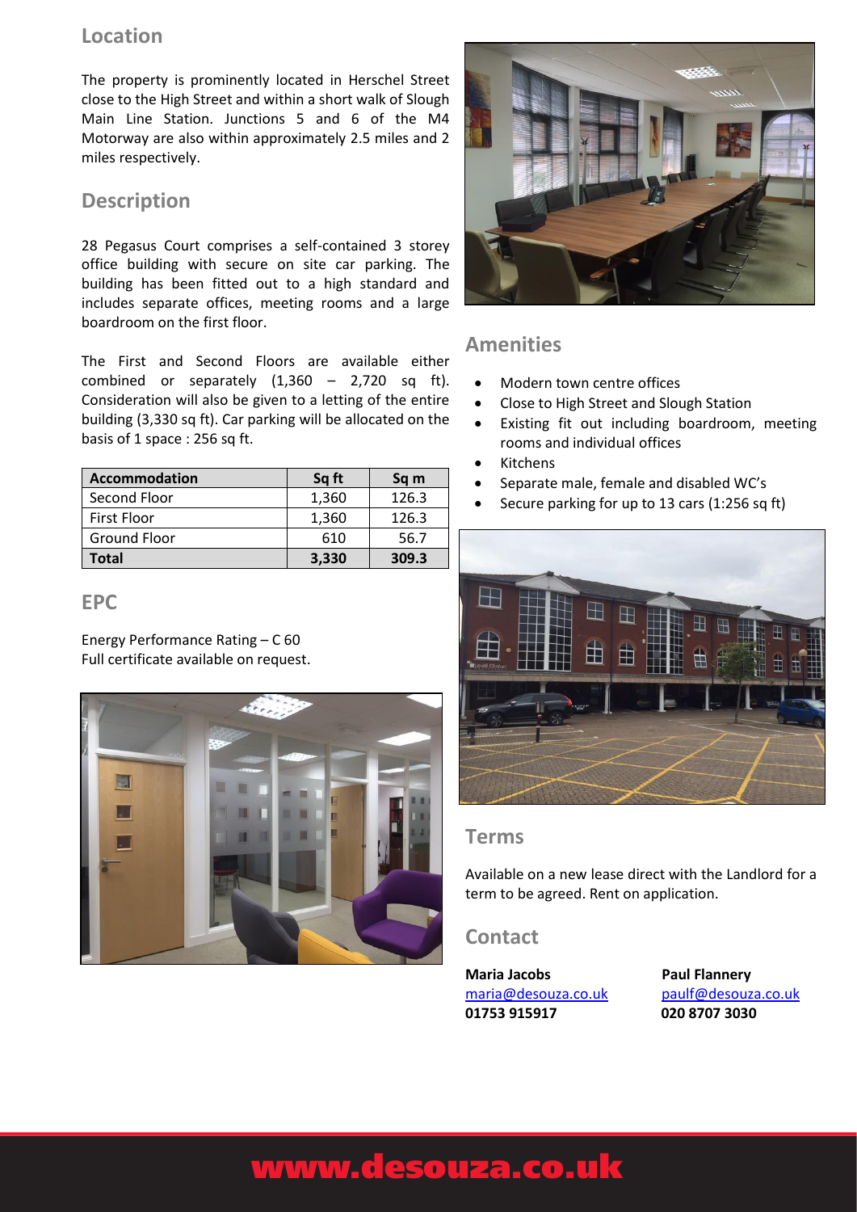## Location

The property is prominently located in Herschel Street close to the High Street and within a short walk of Slough Main Line Station. Junctions 5 and 6 of the M4 Motorway are also within approximately 2.5 miles and 2 miles respectively.

## Description

28 Pegasus Court comprises a self-contained 3 storey office building with secure on site car parking. The building has been fitted out to a high standard and includes separate offices, meeting rooms and a large boardroom on the first floor.

The First and Second Floors are available either combined or separately (1,360 – 2,720 sq ft). Consideration will also be given to a letting of the entire building (3,330 sq ft). Car parking will be allocated on the basis of 1 space : 256 sq ft.

| Accommodation | Sq ft | Sq m |
| --- | --- | --- |
| Second Floor | 1,360 | 126.3 |
| First Floor | 1,360 | 126.3 |
| Ground Floor | 610 | 56.7 |
| **Total** | **3,330** | **309.3** |

## EPC

Energy Performance Rating – C 60
Full certificate available on request.

## Amenities

- Modern town centre offices
- Close to High Street and Slough Station
- Existing fit out including boardroom, meeting rooms and individual offices
- Kitchens
- Separate male, female and disabled WC's
- Secure parking for up to 13 cars (1:256 sq ft)

## Terms

Available on a new lease direct with the Landlord for a term to be agreed. Rent on application.

## Contact

**Maria Jacobs**
maria@desouza.co.uk
**01753 915917**

**Paul Flannery**
paulf@desouza.co.uk
**020 8707 3030**

www.desouza.co.uk